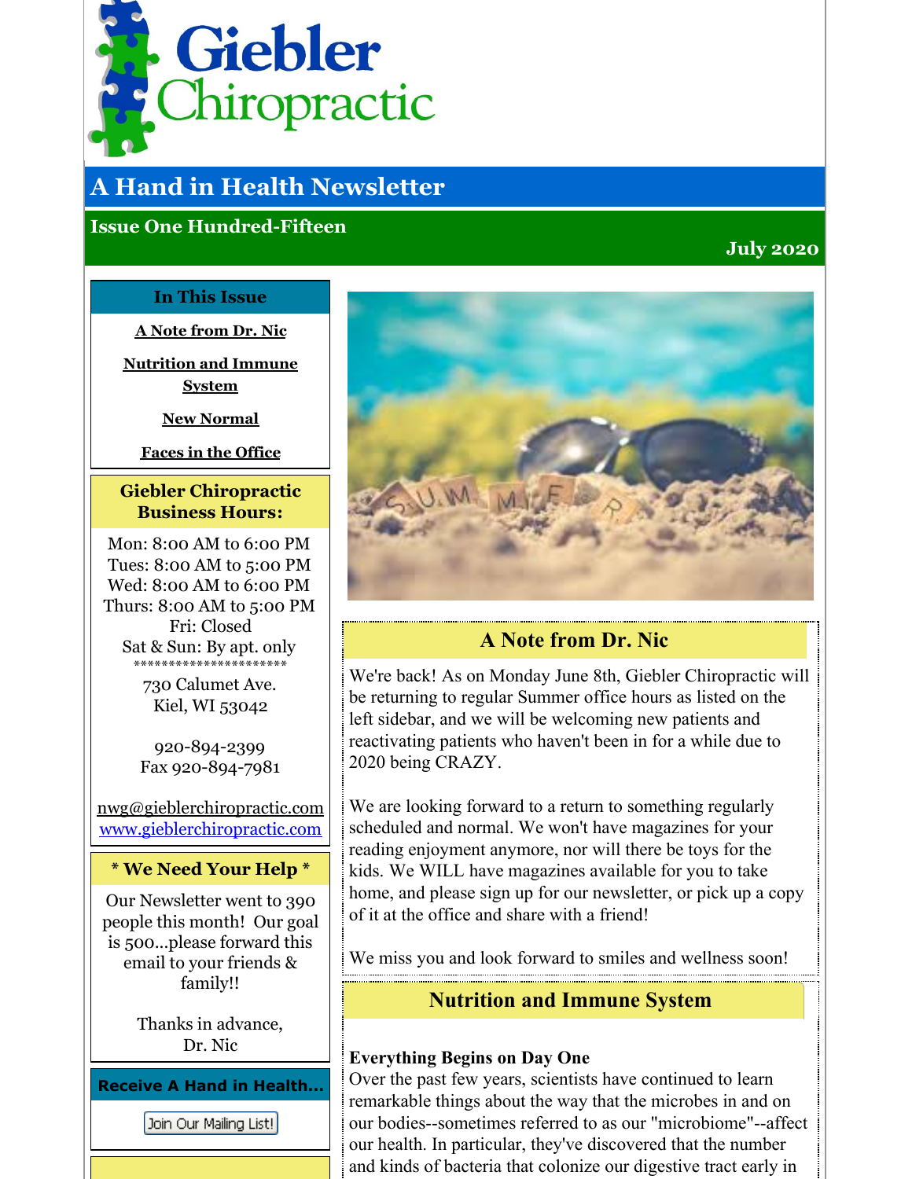# Giebler Chiropractic

## A Hand in Health Newsletter

**Issue One Hundred-Fifteen**

**July 2020**

### In This Issue

A Note from Dr. Nic

Nutrition and Immune System

New Normal

Faces in the Office

### Giebler Chiropractic Business Hours:

Mon: 8:00 AM to 6:00 PM
Tues: 8:00 AM to 5:00 PM
Wed: 8:00 AM to 6:00 PM
Thurs: 8:00 AM to 5:00 PM
Fri: Closed
Sat & Sun: By apt. only

**********************

730 Calumet Ave.
Kiel, WI 53042

920-894-2399
Fax 920-894-7981

nwg@gieblerchiropractic.com
www.gieblerchiropractic.com

### * We Need Your Help *

Our Newsletter went to 390 people this month! Our goal is 500...please forward this email to your friends & family!!

Thanks in advance,
Dr. Nic

### Receive A Hand in Health...

Join Our Mailing List!

## A Note from Dr. Nic

We're back! As on Monday June 8th, Giebler Chiropractic will be returning to regular Summer office hours as listed on the left sidebar, and we will be welcoming new patients and reactivating patients who haven't been in for a while due to 2020 being CRAZY.

We are looking forward to a return to something regularly scheduled and normal. We won't have magazines for your reading enjoyment anymore, nor will there be toys for the kids. We WILL have magazines available for you to take home, and please sign up for our newsletter, or pick up a copy of it at the office and share with a friend!

We miss you and look forward to smiles and wellness soon!

## Nutrition and Immune System

**Everything Begins on Day One**

Over the past few years, scientists have continued to learn remarkable things about the way that the microbes in and on our bodies--sometimes referred to as our "microbiome"--affect our health. In particular, they've discovered that the number and kinds of bacteria that colonize our digestive tract early in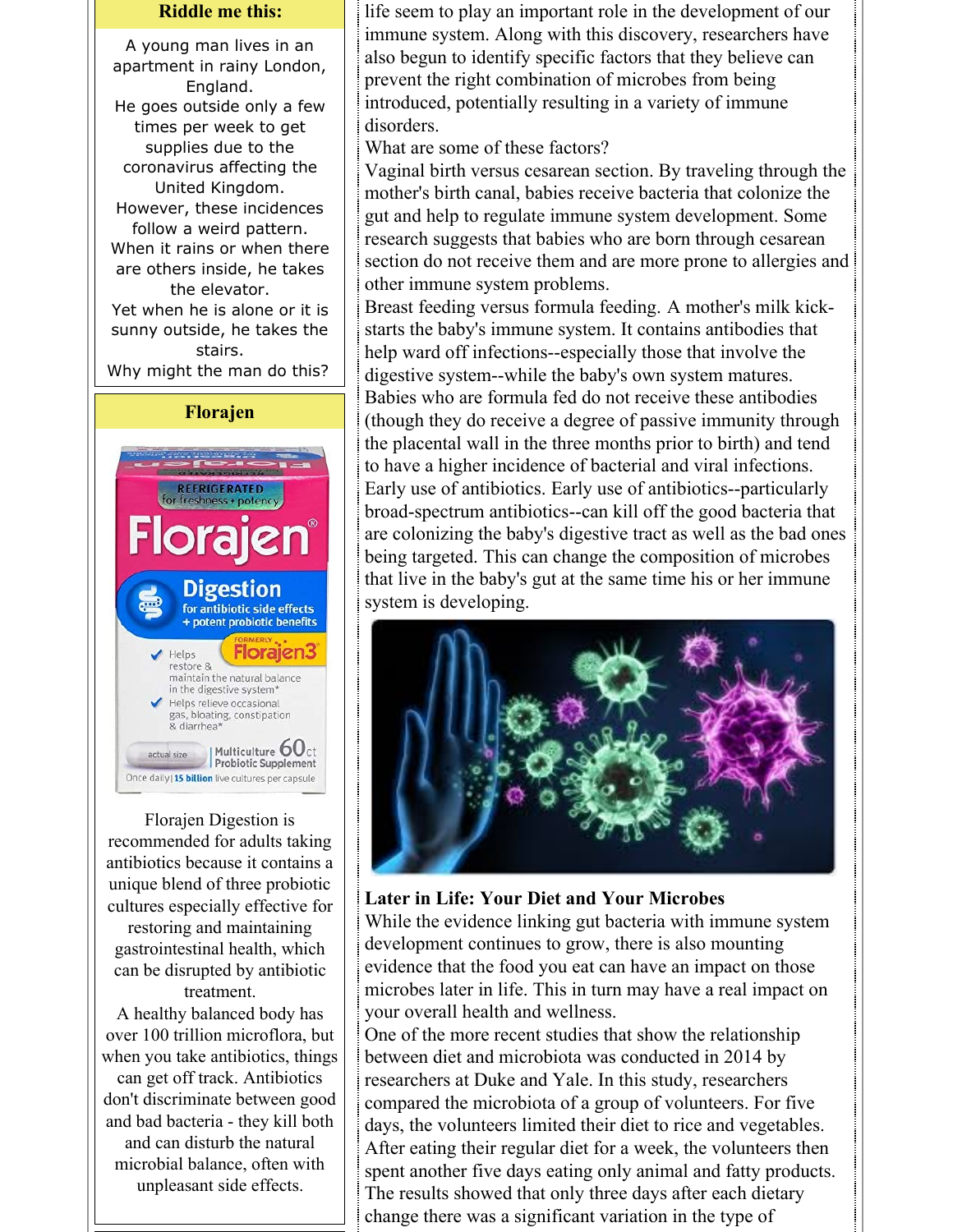## Riddle me this:

A young man lives in an apartment in rainy London, England.
He goes outside only a few times per week to get supplies due to the coronavirus affecting the United Kingdom.
However, these incidences follow a weird pattern.
When it rains or when there are others inside, he takes the elevator.
Yet when he is alone or it is sunny outside, he takes the stairs.
Why might the man do this?

## Florajen

Florajen Digestion is recommended for adults taking antibiotics because it contains a unique blend of three probiotic cultures especially effective for restoring and maintaining gastrointestinal health, which can be disrupted by antibiotic treatment.

A healthy balanced body has over 100 trillion microflora, but when you take antibiotics, things can get off track. Antibiotics don't discriminate between good and bad bacteria - they kill both and can disturb the natural microbial balance, often with unpleasant side effects.

life seem to play an important role in the development of our immune system. Along with this discovery, researchers have also begun to identify specific factors that they believe can prevent the right combination of microbes from being introduced, potentially resulting in a variety of immune disorders.

What are some of these factors?

Vaginal birth versus cesarean section. By traveling through the mother's birth canal, babies receive bacteria that colonize the gut and help to regulate immune system development. Some research suggests that babies who are born through cesarean section do not receive them and are more prone to allergies and other immune system problems.

Breast feeding versus formula feeding. A mother's milk kick-starts the baby's immune system. It contains antibodies that help ward off infections--especially those that involve the digestive system--while the baby's own system matures. Babies who are formula fed do not receive these antibodies (though they do receive a degree of passive immunity through the placental wall in the three months prior to birth) and tend to have a higher incidence of bacterial and viral infections.

Early use of antibiotics. Early use of antibiotics--particularly broad-spectrum antibiotics--can kill off the good bacteria that are colonizing the baby's digestive tract as well as the bad ones being targeted. This can change the composition of microbes that live in the baby's gut at the same time his or her immune system is developing.

### Later in Life: Your Diet and Your Microbes

While the evidence linking gut bacteria with immune system development continues to grow, there is also mounting evidence that the food you eat can have an impact on those microbes later in life. This in turn may have a real impact on your overall health and wellness.

One of the more recent studies that show the relationship between diet and microbiota was conducted in 2014 by researchers at Duke and Yale. In this study, researchers compared the microbiota of a group of volunteers. For five days, the volunteers limited their diet to rice and vegetables. After eating their regular diet for a week, the volunteers then spent another five days eating only animal and fatty products. The results showed that only three days after each dietary change there was a significant variation in the type of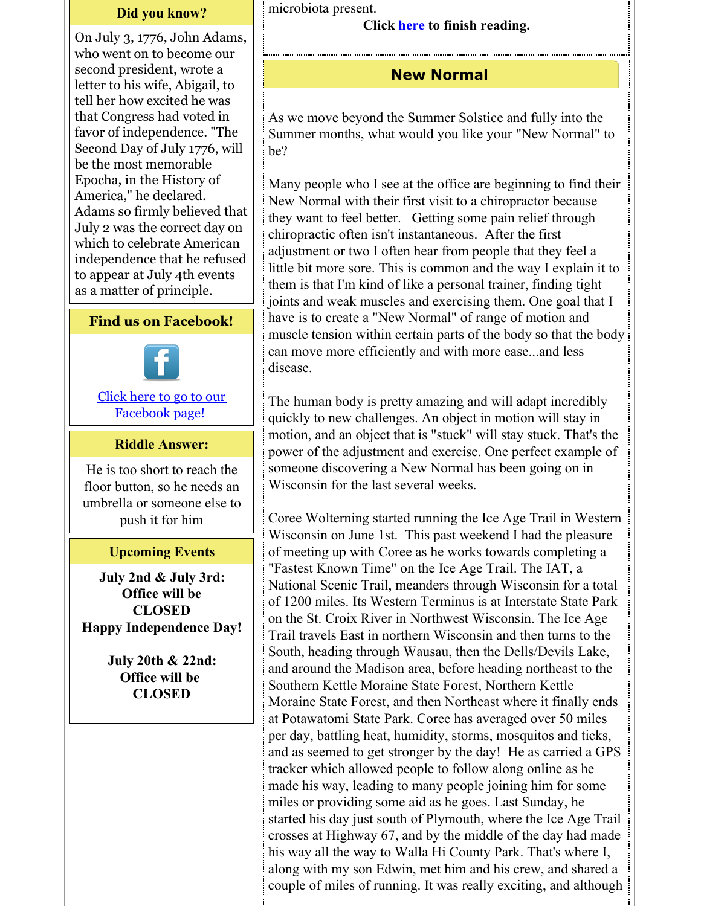### Did you know?

On July 3, 1776, John Adams, who went on to become our second president, wrote a letter to his wife, Abigail, to tell her how excited he was that Congress had voted in favor of independence. "The Second Day of July 1776, will be the most memorable Epocha, in the History of America," he declared. Adams so firmly believed that July 2 was the correct day on which to celebrate American independence that he refused to appear at July 4th events as a matter of principle.

### Find us on Facebook!

[Click here to go to our Facebook page!]

### Riddle Answer:

He is too short to reach the floor button, so he needs an umbrella or someone else to push it for him

### Upcoming Events

**July 2nd & July 3rd: Office will be CLOSED**
**Happy Independence Day!**

**July 20th & 22nd: Office will be CLOSED**

microbiota present.

**Click [here] to finish reading.**

## New Normal

As we move beyond the Summer Solstice and fully into the Summer months, what would you like your "New Normal" to be?

Many people who I see at the office are beginning to find their New Normal with their first visit to a chiropractor because they want to feel better. Getting some pain relief through chiropractic often isn't instantaneous. After the first adjustment or two I often hear from people that they feel a little bit more sore. This is common and the way I explain it to them is that I'm kind of like a personal trainer, finding tight joints and weak muscles and exercising them. One goal that I have is to create a "New Normal" of range of motion and muscle tension within certain parts of the body so that the body can move more efficiently and with more ease...and less disease.

The human body is pretty amazing and will adapt incredibly quickly to new challenges. An object in motion will stay in motion, and an object that is "stuck" will stay stuck. That's the power of the adjustment and exercise. One perfect example of someone discovering a New Normal has been going on in Wisconsin for the last several weeks.

Coree Woltering started running the Ice Age Trail in Western Wisconsin on June 1st. This past weekend I had the pleasure of meeting up with Coree as he works towards completing a "Fastest Known Time" on the Ice Age Trail. The IAT, a National Scenic Trail, meanders through Wisconsin for a total of 1200 miles. Its Western Terminus is at Interstate State Park on the St. Croix River in Northwest Wisconsin. The Ice Age Trail travels East in northern Wisconsin and then turns to the South, heading through Wausau, then the Dells/Devils Lake, and around the Madison area, before heading northeast to the Southern Kettle Moraine State Forest, Northern Kettle Moraine State Forest, and then Northeast where it finally ends at Potawatomi State Park. Coree has averaged over 50 miles per day, battling heat, humidity, storms, mosquitos and ticks, and as seemed to get stronger by the day! He as carried a GPS tracker which allowed people to follow along online as he made his way, leading to many people joining him for some miles or providing some aid as he goes. Last Sunday, he started his day just south of Plymouth, where the Ice Age Trail crosses at Highway 67, and by the middle of the day had made his way all the way to Walla Hi County Park. That's where I, along with my son Edwin, met him and his crew, and shared a couple of miles of running. It was really exciting, and although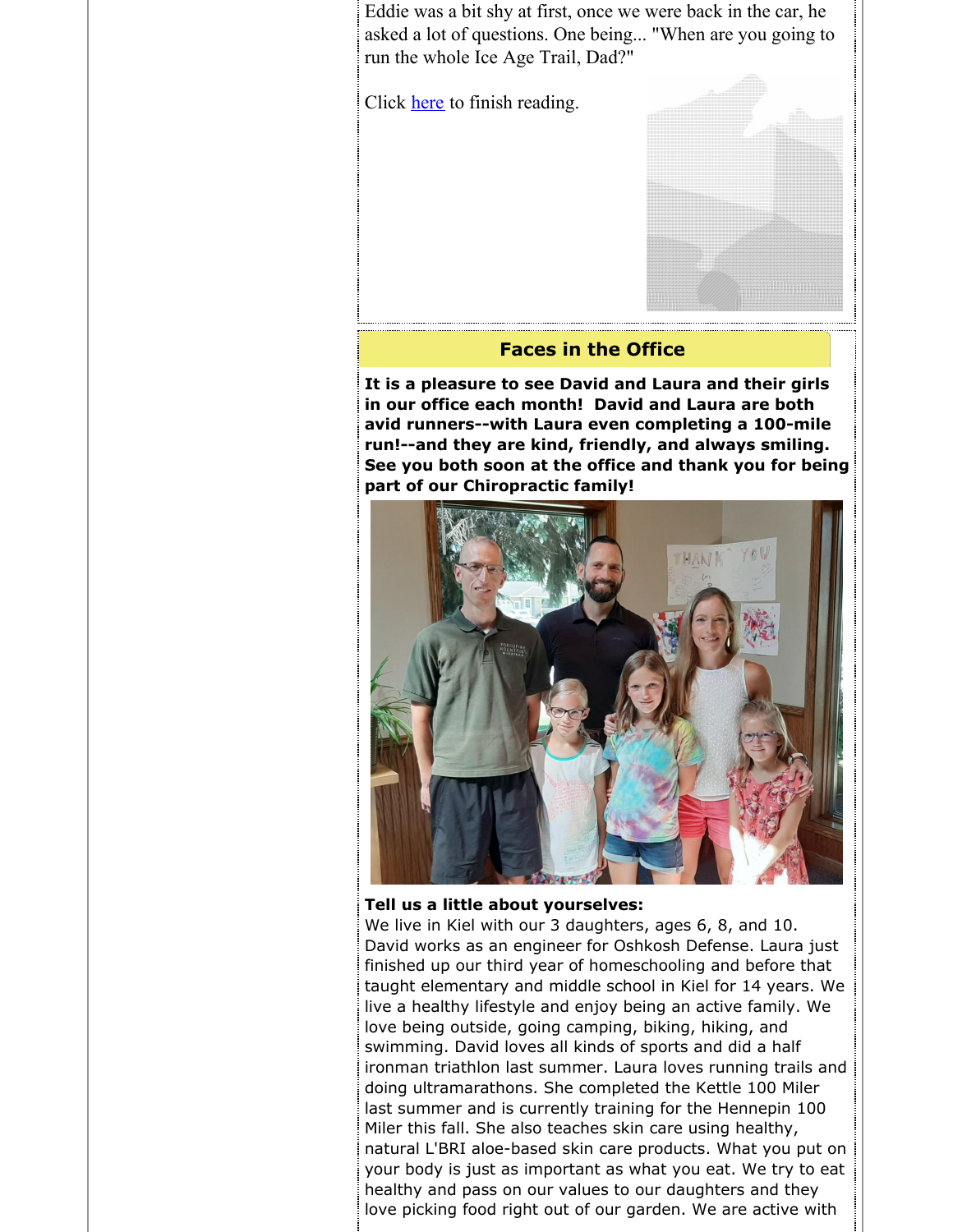Eddie was a bit shy at first, once we were back in the car, he asked a lot of questions. One being... "When are you going to run the whole Ice Age Trail, Dad?"

Click here to finish reading.

## Faces in the Office

**It is a pleasure to see David and Laura and their girls in our office each month! David and Laura are both avid runners--with Laura even completing a 100-mile run!--and they are kind, friendly, and always smiling. See you both soon at the office and thank you for being part of our Chiropractic family!**

**Tell us a little about yourselves:**
We live in Kiel with our 3 daughters, ages 6, 8, and 10. David works as an engineer for Oshkosh Defense. Laura just finished up our third year of homeschooling and before that taught elementary and middle school in Kiel for 14 years. We live a healthy lifestyle and enjoy being an active family. We love being outside, going camping, biking, hiking, and swimming. David loves all kinds of sports and did a half ironman triathlon last summer. Laura loves running trails and doing ultramarathons. She completed the Kettle 100 Miler last summer and is currently training for the Hennepin 100 Miler this fall. She also teaches skin care using healthy, natural L'BRI aloe-based skin care products. What you put on your body is just as important as what you eat. We try to eat healthy and pass on our values to our daughters and they love picking food right out of our garden. We are active with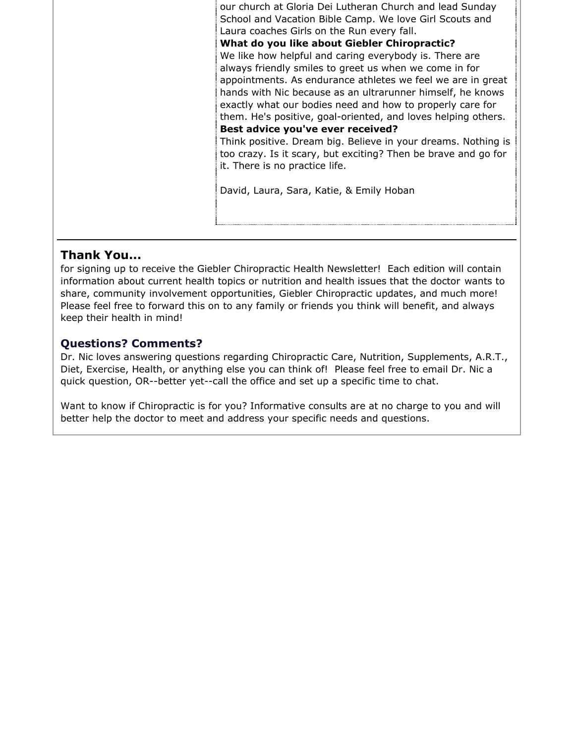our church at Gloria Dei Lutheran Church and lead Sunday School and Vacation Bible Camp. We love Girl Scouts and Laura coaches Girls on the Run every fall.

**What do you like about Giebler Chiropractic?**

We like how helpful and caring everybody is. There are always friendly smiles to greet us when we come in for appointments. As endurance athletes we feel we are in great hands with Nic because as an ultrarunner himself, he knows exactly what our bodies need and how to properly care for them. He's positive, goal-oriented, and loves helping others.

**Best advice you've ever received?**

Think positive. Dream big. Believe in your dreams. Nothing is too crazy. Is it scary, but exciting? Then be brave and go for it. There is no practice life.

David, Laura, Sara, Katie, & Emily Hoban

---

## Thank You...

for signing up to receive the Giebler Chiropractic Health Newsletter! Each edition will contain information about current health topics or nutrition and health issues that the doctor wants to share, community involvement opportunities, Giebler Chiropractic updates, and much more! Please feel free to forward this on to any family or friends you think will benefit, and always keep their health in mind!

## Questions? Comments?

Dr. Nic loves answering questions regarding Chiropractic Care, Nutrition, Supplements, A.R.T., Diet, Exercise, Health, or anything else you can think of! Please feel free to email Dr. Nic a quick question, OR--better yet--call the office and set up a specific time to chat.

Want to know if Chiropractic is for you? Informative consults are at no charge to you and will better help the doctor to meet and address your specific needs and questions.